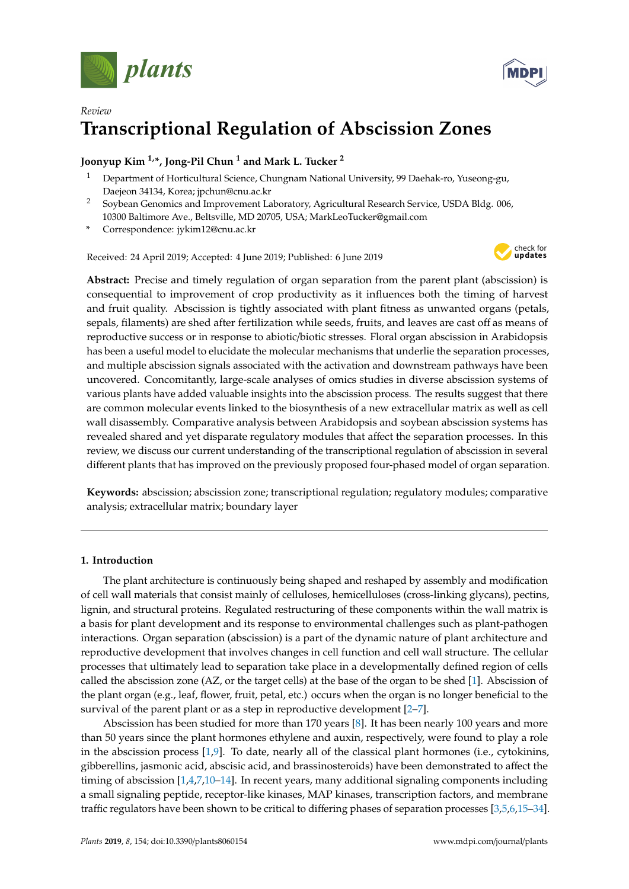Review

# Transcriptional Regulation of Abscission Zones

**Joonyup Kim [1,*], Jong-Pil Chun [1] and Mark L. Tucker [2]**

1. Department of Horticultural Science, Chungnam National University, 99 Daehak-ro, Yuseong-gu, Daejeon 34134, Korea; jpchun@cnu.ac.kr
2. Soybean Genomics and Improvement Laboratory, Agricultural Research Service, USDA Bldg. 006, 10300 Baltimore Ave., Beltsville, MD 20705, USA; MarkLeoTucker@gmail.com

\* Correspondence: jykim12@cnu.ac.kr

Received: 24 April 2019; Accepted: 4 June 2019; Published: 6 June 2019

**Abstract:** Precise and timely regulation of organ separation from the parent plant (abscission) is consequential to improvement of crop productivity as it influences both the timing of harvest and fruit quality. Abscission is tightly associated with plant fitness as unwanted organs (petals, sepals, filaments) are shed after fertilization while seeds, fruits, and leaves are cast off as means of reproductive success or in response to abiotic/biotic stresses. Floral organ abscission in Arabidopsis has been a useful model to elucidate the molecular mechanisms that underlie the separation processes, and multiple abscission signals associated with the activation and downstream pathways have been uncovered. Concomitantly, large-scale analyses of omics studies in diverse abscission systems of various plants have added valuable insights into the abscission process. The results suggest that there are common molecular events linked to the biosynthesis of a new extracellular matrix as well as cell wall disassembly. Comparative analysis between Arabidopsis and soybean abscission systems has revealed shared and yet disparate regulatory modules that affect the separation processes. In this review, we discuss our current understanding of the transcriptional regulation of abscission in several different plants that has improved on the previously proposed four-phased model of organ separation.

**Keywords:** abscission; abscission zone; transcriptional regulation; regulatory modules; comparative analysis; extracellular matrix; boundary layer

## 1. Introduction

The plant architecture is continuously being shaped and reshaped by assembly and modification of cell wall materials that consist mainly of celluloses, hemicelluloses (cross-linking glycans), pectins, lignin, and structural proteins. Regulated restructuring of these components within the wall matrix is a basis for plant development and its response to environmental challenges such as plant-pathogen interactions. Organ separation (abscission) is a part of the dynamic nature of plant architecture and reproductive development that involves changes in cell function and cell wall structure. The cellular processes that ultimately lead to separation take place in a developmentally defined region of cells called the abscission zone (AZ, or the target cells) at the base of the organ to be shed [1]. Abscission of the plant organ (e.g., leaf, flower, fruit, petal, etc.) occurs when the organ is no longer beneficial to the survival of the parent plant or as a step in reproductive development [2–7].

Abscission has been studied for more than 170 years [8]. It has been nearly 100 years and more than 50 years since the plant hormones ethylene and auxin, respectively, were found to play a role in the abscission process [1,9]. To date, nearly all of the classical plant hormones (i.e., cytokinins, gibberellins, jasmonic acid, abscisic acid, and brassinosteroids) have been demonstrated to affect the timing of abscission [1,4,7,10–14]. In recent years, many additional signaling components including a small signaling peptide, receptor-like kinases, MAP kinases, transcription factors, and membrane traffic regulators have been shown to be critical to differing phases of separation processes [3,5,6,15–34].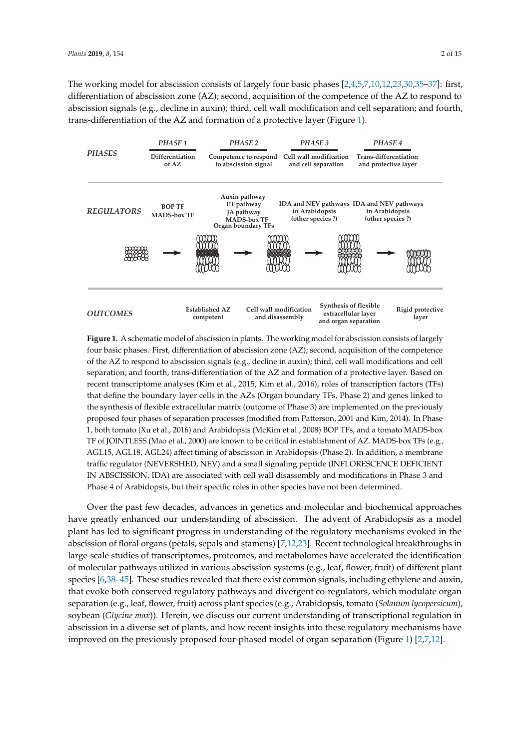The working model for abscission consists of largely four basic phases [2,4,5,7,10,12,23,30,35–37]: first, differentiation of abscission zone (AZ); second, acquisition of the competence of the AZ to respond to abscission signals (e.g., decline in auxin); third, cell wall modification and cell separation; and fourth, trans-differentiation of the AZ and formation of a protective layer (Figure 1).

| | PHASE 1 | PHASE 2 | PHASE 3 | PHASE 4 |
|---|---|---|---|---|
| PHASES | Differentiation of AZ | Competence to respond to abscission signal | Cell wall modification and cell separation | Trans-differentiation and protective layer |
| REGULATORS | BOP TF<br>MADS-box TF | Auxin pathway<br>ET pathway<br>JA pathway<br>MADS-box TF<br>Organ boundary TFs | IDA and NEV pathways in Arabidopsis (other species ?) | IDA and NEV pathways in Arabidopsis (other species ?) |
| OUTCOMES | Established AZ competent | Cell wall modification and disassembly | Synthesis of flexible extracellular layer and organ separation | Rigid protective layer |

**Figure 1.** A schematic model of abscission in plants. The working model for abscission consists of largely four basic phases. First, differentiation of abscission zone (AZ); second, acquisition of the competence of the AZ to respond to abscission signals (e.g., decline in auxin); third, cell wall modifications and cell separation; and fourth, trans-differentiation of the AZ and formation of a protective layer. Based on recent transcriptome analyses (Kim et al., 2015, Kim et al., 2016), roles of transcription factors (TFs) that define the boundary layer cells in the AZs (Organ boundary TFs, Phase 2) and genes linked to the synthesis of flexible extracellular matrix (outcome of Phase 3) are implemented on the previously proposed four phases of separation processes (modified from Patterson, 2001 and Kim, 2014). In Phase 1, both tomato (Xu et al., 2016) and Arabidopsis (McKim et al., 2008) BOP TFs, and a tomato MADS-box TF of JOINTLESS (Mao et al., 2000) are known to be critical in establishment of AZ. MADS-box TFs (e.g., AGL15, AGL18, AGL24) affect timing of abscission in Arabidopsis (Phase 2). In addition, a membrane traffic regulator (NEVERSHED, NEV) and a small signaling peptide (INFLORESCENCE DEFICIENT IN ABSCISSION, IDA) are associated with cell wall disassembly and modifications in Phase 3 and Phase 4 of Arabidopsis, but their specific roles in other species have not been determined.

Over the past few decades, advances in genetics and molecular and biochemical approaches have greatly enhanced our understanding of abscission. The advent of Arabidopsis as a model plant has led to significant progress in understanding of the regulatory mechanisms evoked in the abscission of floral organs (petals, sepals and stamens) [7,12,23]. Recent technological breakthroughs in large-scale studies of transcriptomes, proteomes, and metabolomes have accelerated the identification of molecular pathways utilized in various abscission systems (e.g., leaf, flower, fruit) of different plant species [6,38–45]. These studies revealed that there exist common signals, including ethylene and auxin, that evoke both conserved regulatory pathways and divergent co-regulators, which modulate organ separation (e.g., leaf, flower, fruit) across plant species (e.g., Arabidopsis, tomato (*Solanum lycopersicum*), soybean (*Glycine max*)). Herein, we discuss our current understanding of transcriptional regulation in abscission in a diverse set of plants, and how recent insights into these regulatory mechanisms have improved on the previously proposed four-phased model of organ separation (Figure 1) [2,7,12].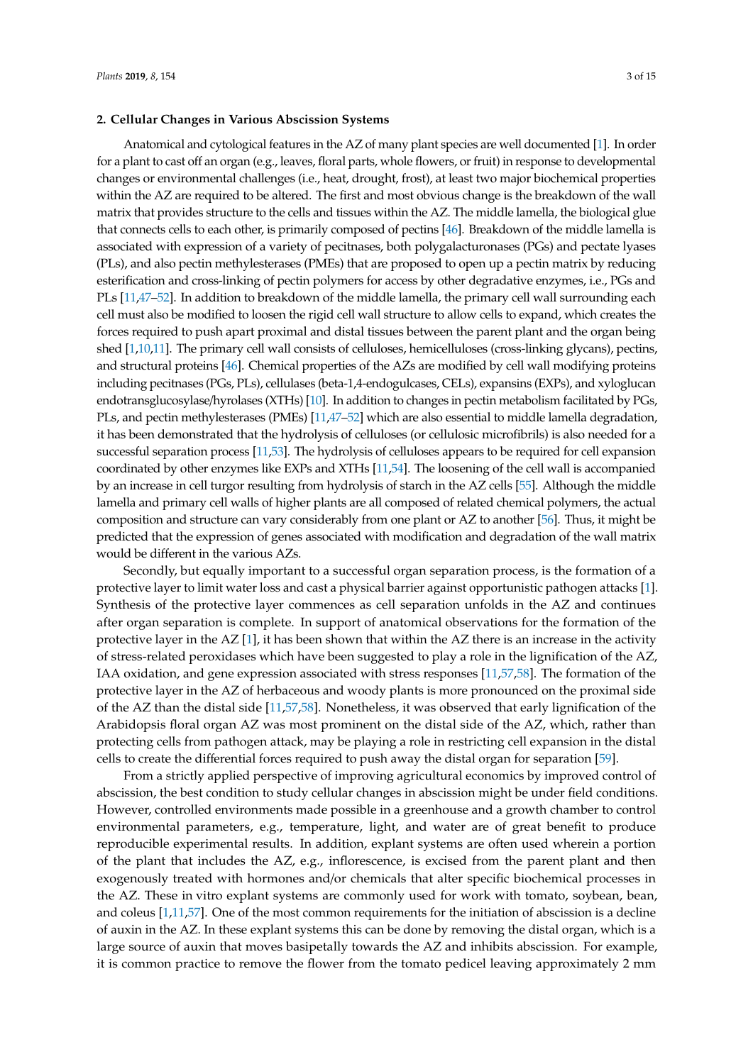## 2. Cellular Changes in Various Abscission Systems

Anatomical and cytological features in the AZ of many plant species are well documented [1]. In order for a plant to cast off an organ (e.g., leaves, floral parts, whole flowers, or fruit) in response to developmental changes or environmental challenges (i.e., heat, drought, frost), at least two major biochemical properties within the AZ are required to be altered. The first and most obvious change is the breakdown of the wall matrix that provides structure to the cells and tissues within the AZ. The middle lamella, the biological glue that connects cells to each other, is primarily composed of pectins [46]. Breakdown of the middle lamella is associated with expression of a variety of pecitnases, both polygalacturonases (PGs) and pectate lyases (PLs), and also pectin methylesterases (PMEs) that are proposed to open up a pectin matrix by reducing esterification and cross-linking of pectin polymers for access by other degradative enzymes, i.e., PGs and PLs [11,47–52]. In addition to breakdown of the middle lamella, the primary cell wall surrounding each cell must also be modified to loosen the rigid cell wall structure to allow cells to expand, which creates the forces required to push apart proximal and distal tissues between the parent plant and the organ being shed [1,10,11]. The primary cell wall consists of celluloses, hemicelluloses (cross-linking glycans), pectins, and structural proteins [46]. Chemical properties of the AZs are modified by cell wall modifying proteins including pecitnases (PGs, PLs), cellulases (beta-1,4-endogulcases, CELs), expansins (EXPs), and xyloglucan endotransglucosylase/hyrolases (XTHs) [10]. In addition to changes in pectin metabolism facilitated by PGs, PLs, and pectin methylesterases (PMEs) [11,47–52] which are also essential to middle lamella degradation, it has been demonstrated that the hydrolysis of celluloses (or cellulosic microfibrils) is also needed for a successful separation process [11,53]. The hydrolysis of celluloses appears to be required for cell expansion coordinated by other enzymes like EXPs and XTHs [11,54]. The loosening of the cell wall is accompanied by an increase in cell turgor resulting from hydrolysis of starch in the AZ cells [55]. Although the middle lamella and primary cell walls of higher plants are all composed of related chemical polymers, the actual composition and structure can vary considerably from one plant or AZ to another [56]. Thus, it might be predicted that the expression of genes associated with modification and degradation of the wall matrix would be different in the various AZs.

Secondly, but equally important to a successful organ separation process, is the formation of a protective layer to limit water loss and cast a physical barrier against opportunistic pathogen attacks [1]. Synthesis of the protective layer commences as cell separation unfolds in the AZ and continues after organ separation is complete. In support of anatomical observations for the formation of the protective layer in the AZ [1], it has been shown that within the AZ there is an increase in the activity of stress-related peroxidases which have been suggested to play a role in the lignification of the AZ, IAA oxidation, and gene expression associated with stress responses [11,57,58]. The formation of the protective layer in the AZ of herbaceous and woody plants is more pronounced on the proximal side of the AZ than the distal side [11,57,58]. Nonetheless, it was observed that early lignification of the Arabidopsis floral organ AZ was most prominent on the distal side of the AZ, which, rather than protecting cells from pathogen attack, may be playing a role in restricting cell expansion in the distal cells to create the differential forces required to push away the distal organ for separation [59].

From a strictly applied perspective of improving agricultural economics by improved control of abscission, the best condition to study cellular changes in abscission might be under field conditions. However, controlled environments made possible in a greenhouse and a growth chamber to control environmental parameters, e.g., temperature, light, and water are of great benefit to produce reproducible experimental results. In addition, explant systems are often used wherein a portion of the plant that includes the AZ, e.g., inflorescence, is excised from the parent plant and then exogenously treated with hormones and/or chemicals that alter specific biochemical processes in the AZ. These in vitro explant systems are commonly used for work with tomato, soybean, bean, and coleus [1,11,57]. One of the most common requirements for the initiation of abscission is a decline of auxin in the AZ. In these explant systems this can be done by removing the distal organ, which is a large source of auxin that moves basipetally towards the AZ and inhibits abscission. For example, it is common practice to remove the flower from the tomato pedicel leaving approximately 2 mm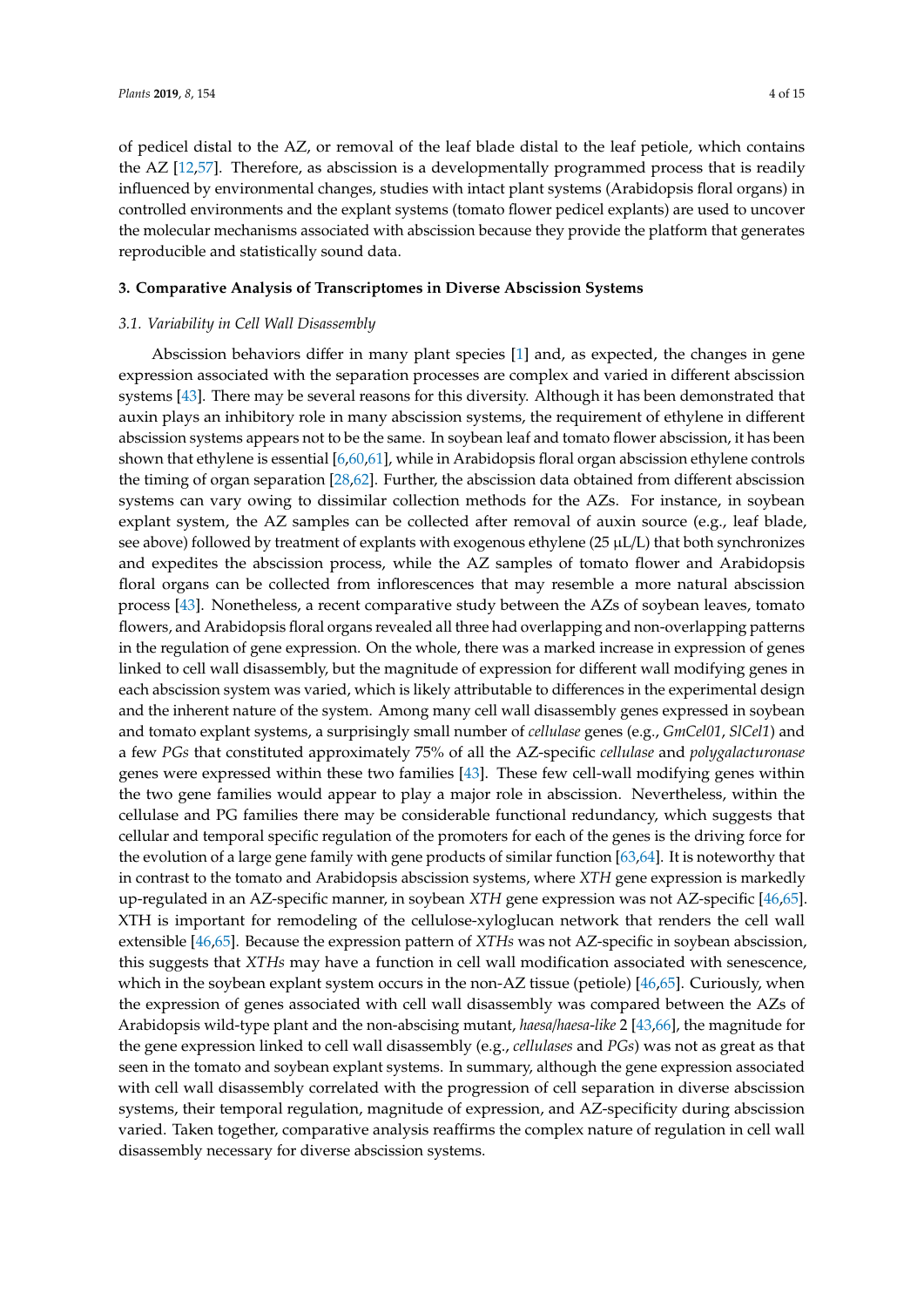of pedicel distal to the AZ, or removal of the leaf blade distal to the leaf petiole, which contains the AZ [12,57]. Therefore, as abscission is a developmentally programmed process that is readily influenced by environmental changes, studies with intact plant systems (Arabidopsis floral organs) in controlled environments and the explant systems (tomato flower pedicel explants) are used to uncover the molecular mechanisms associated with abscission because they provide the platform that generates reproducible and statistically sound data.

## 3. Comparative Analysis of Transcriptomes in Diverse Abscission Systems

### 3.1. Variability in Cell Wall Disassembly

Abscission behaviors differ in many plant species [1] and, as expected, the changes in gene expression associated with the separation processes are complex and varied in different abscission systems [43]. There may be several reasons for this diversity. Although it has been demonstrated that auxin plays an inhibitory role in many abscission systems, the requirement of ethylene in different abscission systems appears not to be the same. In soybean leaf and tomato flower abscission, it has been shown that ethylene is essential [6,60,61], while in Arabidopsis floral organ abscission ethylene controls the timing of organ separation [28,62]. Further, the abscission data obtained from different abscission systems can vary owing to dissimilar collection methods for the AZs. For instance, in soybean explant system, the AZ samples can be collected after removal of auxin source (e.g., leaf blade, see above) followed by treatment of explants with exogenous ethylene (25 μL/L) that both synchronizes and expedites the abscission process, while the AZ samples of tomato flower and Arabidopsis floral organs can be collected from inflorescences that may resemble a more natural abscission process [43]. Nonetheless, a recent comparative study between the AZs of soybean leaves, tomato flowers, and Arabidopsis floral organs revealed all three had overlapping and non-overlapping patterns in the regulation of gene expression. On the whole, there was a marked increase in expression of genes linked to cell wall disassembly, but the magnitude of expression for different wall modifying genes in each abscission system was varied, which is likely attributable to differences in the experimental design and the inherent nature of the system. Among many cell wall disassembly genes expressed in soybean and tomato explant systems, a surprisingly small number of *cellulase* genes (e.g., *GmCel01*, *SlCel1*) and a few *PGs* that constituted approximately 75% of all the AZ-specific *cellulase* and *polygalacturonase* genes were expressed within these two families [43]. These few cell-wall modifying genes within the two gene families would appear to play a major role in abscission. Nevertheless, within the cellulase and PG families there may be considerable functional redundancy, which suggests that cellular and temporal specific regulation of the promoters for each of the genes is the driving force for the evolution of a large gene family with gene products of similar function [63,64]. It is noteworthy that in contrast to the tomato and Arabidopsis abscission systems, where *XTH* gene expression is markedly up-regulated in an AZ-specific manner, in soybean *XTH* gene expression was not AZ-specific [46,65]. XTH is important for remodeling of the cellulose-xyloglucan network that renders the cell wall extensible [46,65]. Because the expression pattern of *XTHs* was not AZ-specific in soybean abscission, this suggests that *XTHs* may have a function in cell wall modification associated with senescence, which in the soybean explant system occurs in the non-AZ tissue (petiole) [46,65]. Curiously, when the expression of genes associated with cell wall disassembly was compared between the AZs of Arabidopsis wild-type plant and the non-abscising mutant, *haesa/haesa-like* 2 [43,66], the magnitude for the gene expression linked to cell wall disassembly (e.g., *cellulases* and *PGs*) was not as great as that seen in the tomato and soybean explant systems. In summary, although the gene expression associated with cell wall disassembly correlated with the progression of cell separation in diverse abscission systems, their temporal regulation, magnitude of expression, and AZ-specificity during abscission varied. Taken together, comparative analysis reaffirms the complex nature of regulation in cell wall disassembly necessary for diverse abscission systems.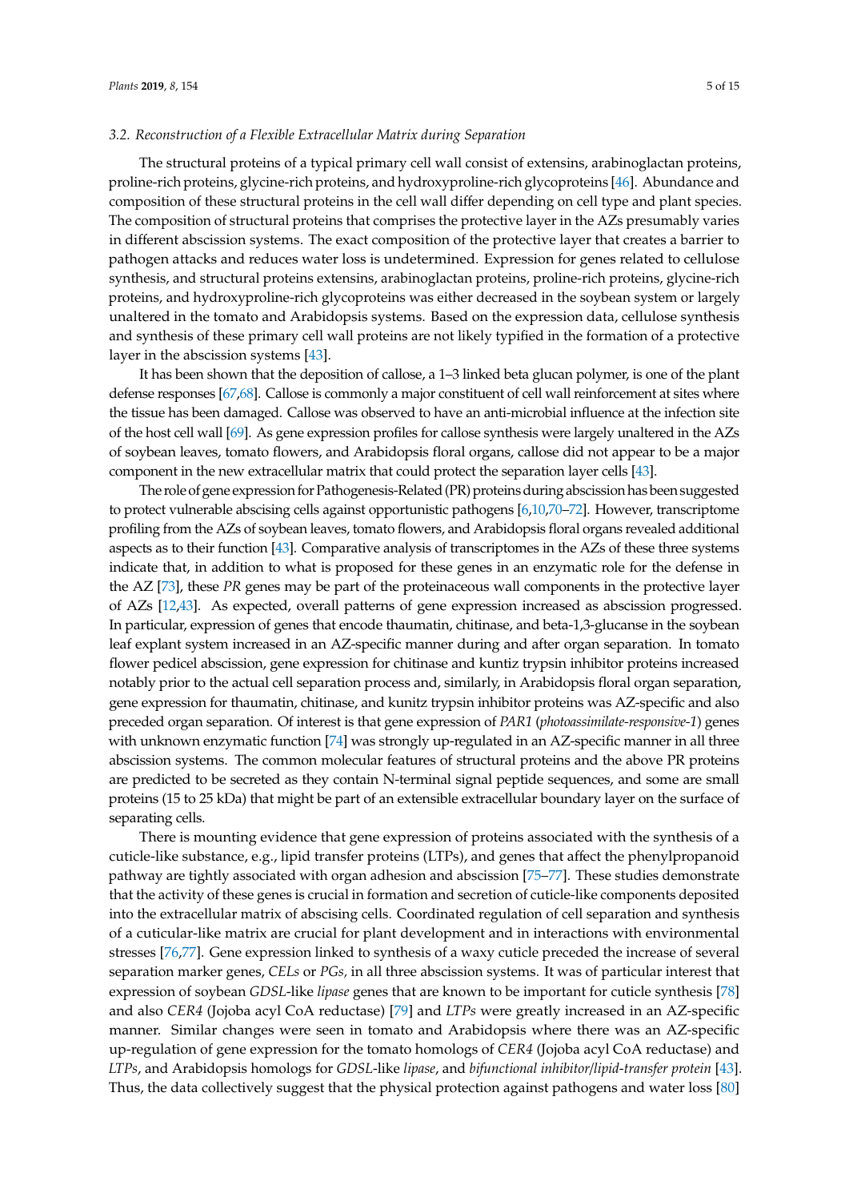### 3.2. Reconstruction of a Flexible Extracellular Matrix during Separation

The structural proteins of a typical primary cell wall consist of extensins, arabinoglactan proteins, proline-rich proteins, glycine-rich proteins, and hydroxyproline-rich glycoproteins [46]. Abundance and composition of these structural proteins in the cell wall differ depending on cell type and plant species. The composition of structural proteins that comprises the protective layer in the AZs presumably varies in different abscission systems. The exact composition of the protective layer that creates a barrier to pathogen attacks and reduces water loss is undetermined. Expression for genes related to cellulose synthesis, and structural proteins extensins, arabinoglactan proteins, proline-rich proteins, glycine-rich proteins, and hydroxyproline-rich glycoproteins was either decreased in the soybean system or largely unaltered in the tomato and Arabidopsis systems. Based on the expression data, cellulose synthesis and synthesis of these primary cell wall proteins are not likely typified in the formation of a protective layer in the abscission systems [43].

It has been shown that the deposition of callose, a 1–3 linked beta glucan polymer, is one of the plant defense responses [67,68]. Callose is commonly a major constituent of cell wall reinforcement at sites where the tissue has been damaged. Callose was observed to have an anti-microbial influence at the infection site of the host cell wall [69]. As gene expression profiles for callose synthesis were largely unaltered in the AZs of soybean leaves, tomato flowers, and Arabidopsis floral organs, callose did not appear to be a major component in the new extracellular matrix that could protect the separation layer cells [43].

The role of gene expression for Pathogenesis-Related (PR) proteins during abscission has been suggested to protect vulnerable abscising cells against opportunistic pathogens [6,10,70–72]. However, transcriptome profiling from the AZs of soybean leaves, tomato flowers, and Arabidopsis floral organs revealed additional aspects as to their function [43]. Comparative analysis of transcriptomes in the AZs of these three systems indicate that, in addition to what is proposed for these genes in an enzymatic role for the defense in the AZ [73], these *PR* genes may be part of the proteinaceous wall components in the protective layer of AZs [12,43]. As expected, overall patterns of gene expression increased as abscission progressed. In particular, expression of genes that encode thaumatin, chitinase, and beta-1,3-glucanse in the soybean leaf explant system increased in an AZ-specific manner during and after organ separation. In tomato flower pedicel abscission, gene expression for chitinase and kuntiz trypsin inhibitor proteins increased notably prior to the actual cell separation process and, similarly, in Arabidopsis floral organ separation, gene expression for thaumatin, chitinase, and kunitz trypsin inhibitor proteins was AZ-specific and also preceded organ separation. Of interest is that gene expression of *PAR1* (*photoassimilate-responsive-1*) genes with unknown enzymatic function [74] was strongly up-regulated in an AZ-specific manner in all three abscission systems. The common molecular features of structural proteins and the above PR proteins are predicted to be secreted as they contain N-terminal signal peptide sequences, and some are small proteins (15 to 25 kDa) that might be part of an extensible extracellular boundary layer on the surface of separating cells.

There is mounting evidence that gene expression of proteins associated with the synthesis of a cuticle-like substance, e.g., lipid transfer proteins (LTPs), and genes that affect the phenylpropanoid pathway are tightly associated with organ adhesion and abscission [75–77]. These studies demonstrate that the activity of these genes is crucial in formation and secretion of cuticle-like components deposited into the extracellular matrix of abscising cells. Coordinated regulation of cell separation and synthesis of a cuticular-like matrix are crucial for plant development and in interactions with environmental stresses [76,77]. Gene expression linked to synthesis of a waxy cuticle preceded the increase of several separation marker genes, *CELs* or *PGs,* in all three abscission systems. It was of particular interest that expression of soybean *GDSL*-like *lipase* genes that are known to be important for cuticle synthesis [78] and also *CER4* (Jojoba acyl CoA reductase) [79] and *LTPs* were greatly increased in an AZ-specific manner. Similar changes were seen in tomato and Arabidopsis where there was an AZ-specific up-regulation of gene expression for the tomato homologs of *CER4* (Jojoba acyl CoA reductase) and *LTPs*, and Arabidopsis homologs for *GDSL*-like *lipase*, and *bifunctional inhibitor/lipid-transfer protein* [43]. Thus, the data collectively suggest that the physical protection against pathogens and water loss [80]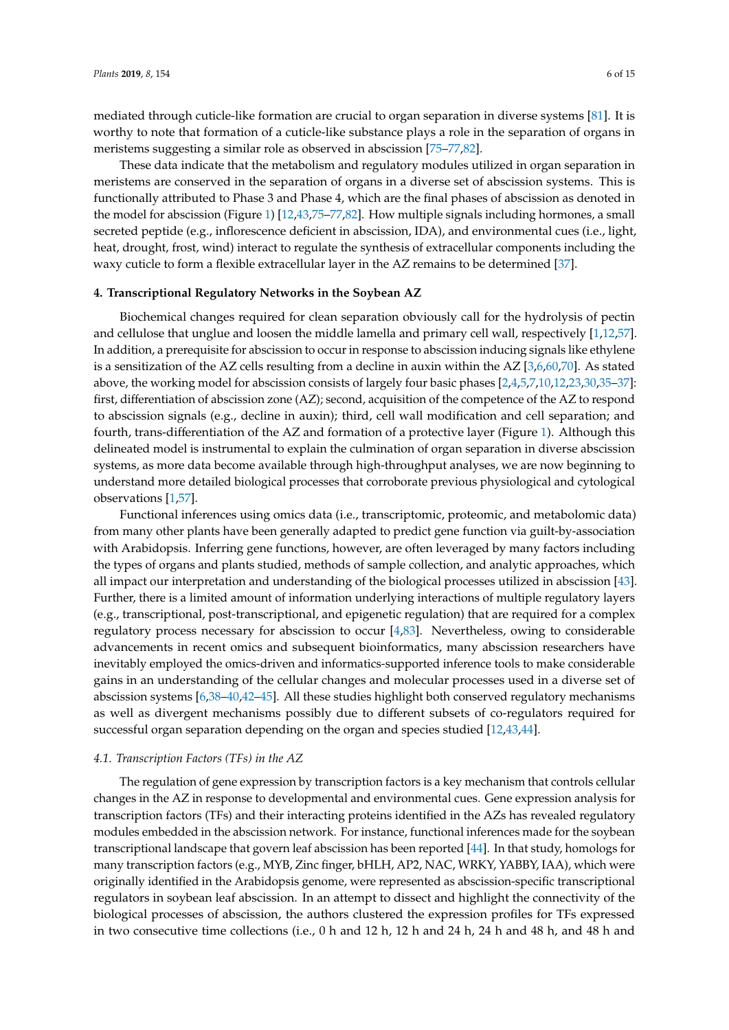mediated through cuticle-like formation are crucial to organ separation in diverse systems [81]. It is worthy to note that formation of a cuticle-like substance plays a role in the separation of organs in meristems suggesting a similar role as observed in abscission [75–77,82].

These data indicate that the metabolism and regulatory modules utilized in organ separation in meristems are conserved in the separation of organs in a diverse set of abscission systems. This is functionally attributed to Phase 3 and Phase 4, which are the final phases of abscission as denoted in the model for abscission (Figure 1) [12,43,75–77,82]. How multiple signals including hormones, a small secreted peptide (e.g., inflorescence deficient in abscission, IDA), and environmental cues (i.e., light, heat, drought, frost, wind) interact to regulate the synthesis of extracellular components including the waxy cuticle to form a flexible extracellular layer in the AZ remains to be determined [37].

## 4. Transcriptional Regulatory Networks in the Soybean AZ

Biochemical changes required for clean separation obviously call for the hydrolysis of pectin and cellulose that unglue and loosen the middle lamella and primary cell wall, respectively [1,12,57]. In addition, a prerequisite for abscission to occur in response to abscission inducing signals like ethylene is a sensitization of the AZ cells resulting from a decline in auxin within the AZ [3,6,60,70]. As stated above, the working model for abscission consists of largely four basic phases [2,4,5,7,10,12,23,30,35–37]: first, differentiation of abscission zone (AZ); second, acquisition of the competence of the AZ to respond to abscission signals (e.g., decline in auxin); third, cell wall modification and cell separation; and fourth, trans-differentiation of the AZ and formation of a protective layer (Figure 1). Although this delineated model is instrumental to explain the culmination of organ separation in diverse abscission systems, as more data become available through high-throughput analyses, we are now beginning to understand more detailed biological processes that corroborate previous physiological and cytological observations [1,57].

Functional inferences using omics data (i.e., transcriptomic, proteomic, and metabolomic data) from many other plants have been generally adapted to predict gene function via guilt-by-association with Arabidopsis. Inferring gene functions, however, are often leveraged by many factors including the types of organs and plants studied, methods of sample collection, and analytic approaches, which all impact our interpretation and understanding of the biological processes utilized in abscission [43]. Further, there is a limited amount of information underlying interactions of multiple regulatory layers (e.g., transcriptional, post-transcriptional, and epigenetic regulation) that are required for a complex regulatory process necessary for abscission to occur [4,83]. Nevertheless, owing to considerable advancements in recent omics and subsequent bioinformatics, many abscission researchers have inevitably employed the omics-driven and informatics-supported inference tools to make considerable gains in an understanding of the cellular changes and molecular processes used in a diverse set of abscission systems [6,38–40,42–45]. All these studies highlight both conserved regulatory mechanisms as well as divergent mechanisms possibly due to different subsets of co-regulators required for successful organ separation depending on the organ and species studied [12,43,44].

### 4.1. Transcription Factors (TFs) in the AZ

The regulation of gene expression by transcription factors is a key mechanism that controls cellular changes in the AZ in response to developmental and environmental cues. Gene expression analysis for transcription factors (TFs) and their interacting proteins identified in the AZs has revealed regulatory modules embedded in the abscission network. For instance, functional inferences made for the soybean transcriptional landscape that govern leaf abscission has been reported [44]. In that study, homologs for many transcription factors (e.g., MYB, Zinc finger, bHLH, AP2, NAC, WRKY, YABBY, IAA), which were originally identified in the Arabidopsis genome, were represented as abscission-specific transcriptional regulators in soybean leaf abscission. In an attempt to dissect and highlight the connectivity of the biological processes of abscission, the authors clustered the expression profiles for TFs expressed in two consecutive time collections (i.e., 0 h and 12 h, 12 h and 24 h, 24 h and 48 h, and 48 h and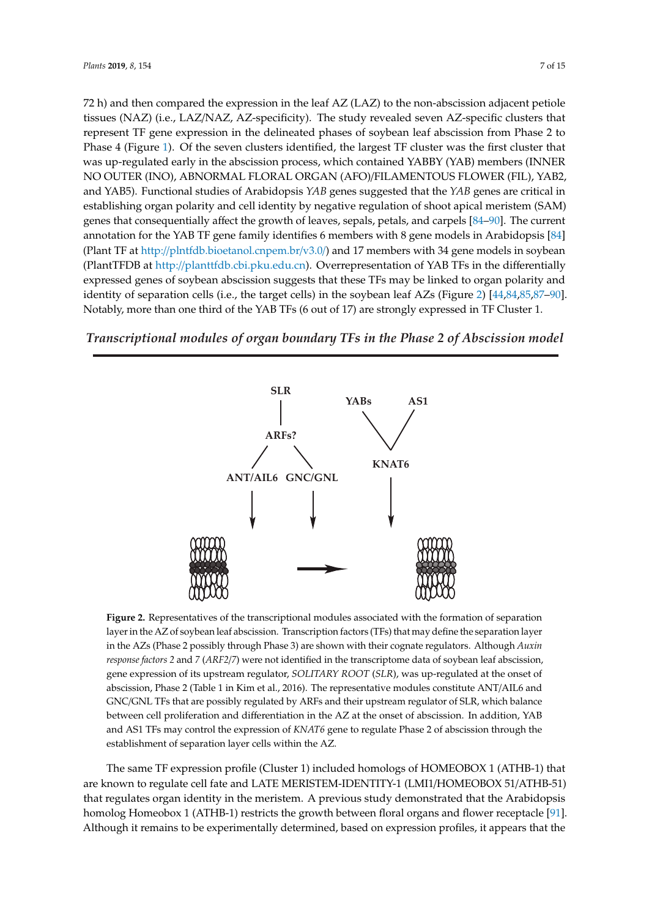72 h) and then compared the expression in the leaf AZ (LAZ) to the non-abscission adjacent petiole tissues (NAZ) (i.e., LAZ/NAZ, AZ-specificity). The study revealed seven AZ-specific clusters that represent TF gene expression in the delineated phases of soybean leaf abscission from Phase 2 to Phase 4 (Figure 1). Of the seven clusters identified, the largest TF cluster was the first cluster that was up-regulated early in the abscission process, which contained YABBY (YAB) members (INNER NO OUTER (INO), ABNORMAL FLORAL ORGAN (AFO)/FILAMENTOUS FLOWER (FIL), YAB2, and YAB5). Functional studies of Arabidopsis *YAB* genes suggested that the *YAB* genes are critical in establishing organ polarity and cell identity by negative regulation of shoot apical meristem (SAM) genes that consequentially affect the growth of leaves, sepals, petals, and carpels [84–90]. The current annotation for the YAB TF gene family identifies 6 members with 8 gene models in Arabidopsis [84] (Plant TF at http://plntfdb.bioetanol.cnpem.br/v3.0/) and 17 members with 34 gene models in soybean (PlantTFDB at http://planttfdb.cbi.pku.edu.cn). Overrepresentation of YAB TFs in the differentially expressed genes of soybean abscission suggests that these TFs may be linked to organ polarity and identity of separation cells (i.e., the target cells) in the soybean leaf AZs (Figure 2) [44,84,85,87–90]. Notably, more than one third of the YAB TFs (6 out of 17) are strongly expressed in TF Cluster 1.

**Figure 2.** Representatives of the transcriptional modules associated with the formation of separation layer in the AZ of soybean leaf abscission. Transcription factors (TFs) that may define the separation layer in the AZs (Phase 2 possibly through Phase 3) are shown with their cognate regulators. Although *Auxin response factors 2* and *7* (*ARF2/7*) were not identified in the transcriptome data of soybean leaf abscission, gene expression of its upstream regulator, *SOLITARY ROOT* (*SLR*), was up-regulated at the onset of abscission, Phase 2 (Table 1 in Kim et al., 2016). The representative modules constitute ANT/AIL6 and GNC/GNL TFs that are possibly regulated by ARFs and their upstream regulator of SLR, which balance between cell proliferation and differentiation in the AZ at the onset of abscission. In addition, YAB and AS1 TFs may control the expression of *KNAT6* gene to regulate Phase 2 of abscission through the establishment of separation layer cells within the AZ.

The same TF expression profile (Cluster 1) included homologs of HOMEOBOX 1 (ATHB-1) that are known to regulate cell fate and LATE MERISTEM-IDENTITY-1 (LMI1/HOMEOBOX 51/ATHB-51) that regulates organ identity in the meristem. A previous study demonstrated that the Arabidopsis homolog Homeobox 1 (ATHB-1) restricts the growth between floral organs and flower receptacle [91]. Although it remains to be experimentally determined, based on expression profiles, it appears that the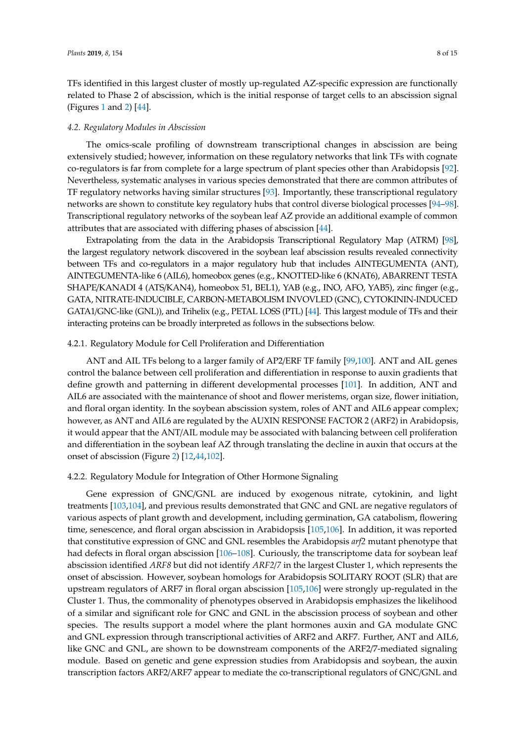TFs identified in this largest cluster of mostly up-regulated AZ-specific expression are functionally related to Phase 2 of abscission, which is the initial response of target cells to an abscission signal (Figures 1 and 2) [44].

### *4.2. Regulatory Modules in Abscission*

The omics-scale profiling of downstream transcriptional changes in abscission are being extensively studied; however, information on these regulatory networks that link TFs with cognate co-regulators is far from complete for a large spectrum of plant species other than Arabidopsis [92]. Nevertheless, systematic analyses in various species demonstrated that there are common attributes of TF regulatory networks having similar structures [93]. Importantly, these transcriptional regulatory networks are shown to constitute key regulatory hubs that control diverse biological processes [94–98]. Transcriptional regulatory networks of the soybean leaf AZ provide an additional example of common attributes that are associated with differing phases of abscission [44].

Extrapolating from the data in the Arabidopsis Transcriptional Regulatory Map (ATRM) [98], the largest regulatory network discovered in the soybean leaf abscission results revealed connectivity between TFs and co-regulators in a major regulatory hub that includes AINTEGUMENTA (ANT), AINTEGUMENTA-like 6 (AIL6), homeobox genes (e.g., KNOTTED-like 6 (KNAT6), ABARRENT TESTA SHAPE/KANADI 4 (ATS/KAN4), homeobox 51, BEL1), YAB (e.g., INO, AFO, YAB5), zinc finger (e.g., GATA, NITRATE-INDUCIBLE, CARBON-METABOLISM INVOVLED (GNC), CYTOKININ-INDUCED GATA1/GNC-like (GNL)), and Trihelix (e.g., PETAL LOSS (PTL) [44]. This largest module of TFs and their interacting proteins can be broadly interpreted as follows in the subsections below.

#### 4.2.1. Regulatory Module for Cell Proliferation and Differentiation

ANT and AIL TFs belong to a larger family of AP2/ERF TF family [99,100]. ANT and AIL genes control the balance between cell proliferation and differentiation in response to auxin gradients that define growth and patterning in different developmental processes [101]. In addition, ANT and AIL6 are associated with the maintenance of shoot and flower meristems, organ size, flower initiation, and floral organ identity. In the soybean abscission system, roles of ANT and AIL6 appear complex; however, as ANT and AIL6 are regulated by the AUXIN RESPONSE FACTOR 2 (ARF2) in Arabidopsis, it would appear that the ANT/AIL module may be associated with balancing between cell proliferation and differentiation in the soybean leaf AZ through translating the decline in auxin that occurs at the onset of abscission (Figure 2) [12,44,102].

#### 4.2.2. Regulatory Module for Integration of Other Hormone Signaling

Gene expression of GNC/GNL are induced by exogenous nitrate, cytokinin, and light treatments [103,104], and previous results demonstrated that GNC and GNL are negative regulators of various aspects of plant growth and development, including germination, GA catabolism, flowering time, senescence, and floral organ abscission in Arabidopsis [105,106]. In addition, it was reported that constitutive expression of GNC and GNL resembles the Arabidopsis *arf2* mutant phenotype that had defects in floral organ abscission [106–108]. Curiously, the transcriptome data for soybean leaf abscission identified *ARF8* but did not identify *ARF2/7* in the largest Cluster 1, which represents the onset of abscission. However, soybean homologs for Arabidopsis SOLITARY ROOT (SLR) that are upstream regulators of ARF7 in floral organ abscission [105,106] were strongly up-regulated in the Cluster 1. Thus, the commonality of phenotypes observed in Arabidopsis emphasizes the likelihood of a similar and significant role for GNC and GNL in the abscission process of soybean and other species. The results support a model where the plant hormones auxin and GA modulate GNC and GNL expression through transcriptional activities of ARF2 and ARF7. Further, ANT and AIL6, like GNC and GNL, are shown to be downstream components of the ARF2/7-mediated signaling module. Based on genetic and gene expression studies from Arabidopsis and soybean, the auxin transcription factors ARF2/ARF7 appear to mediate the co-transcriptional regulators of GNC/GNL and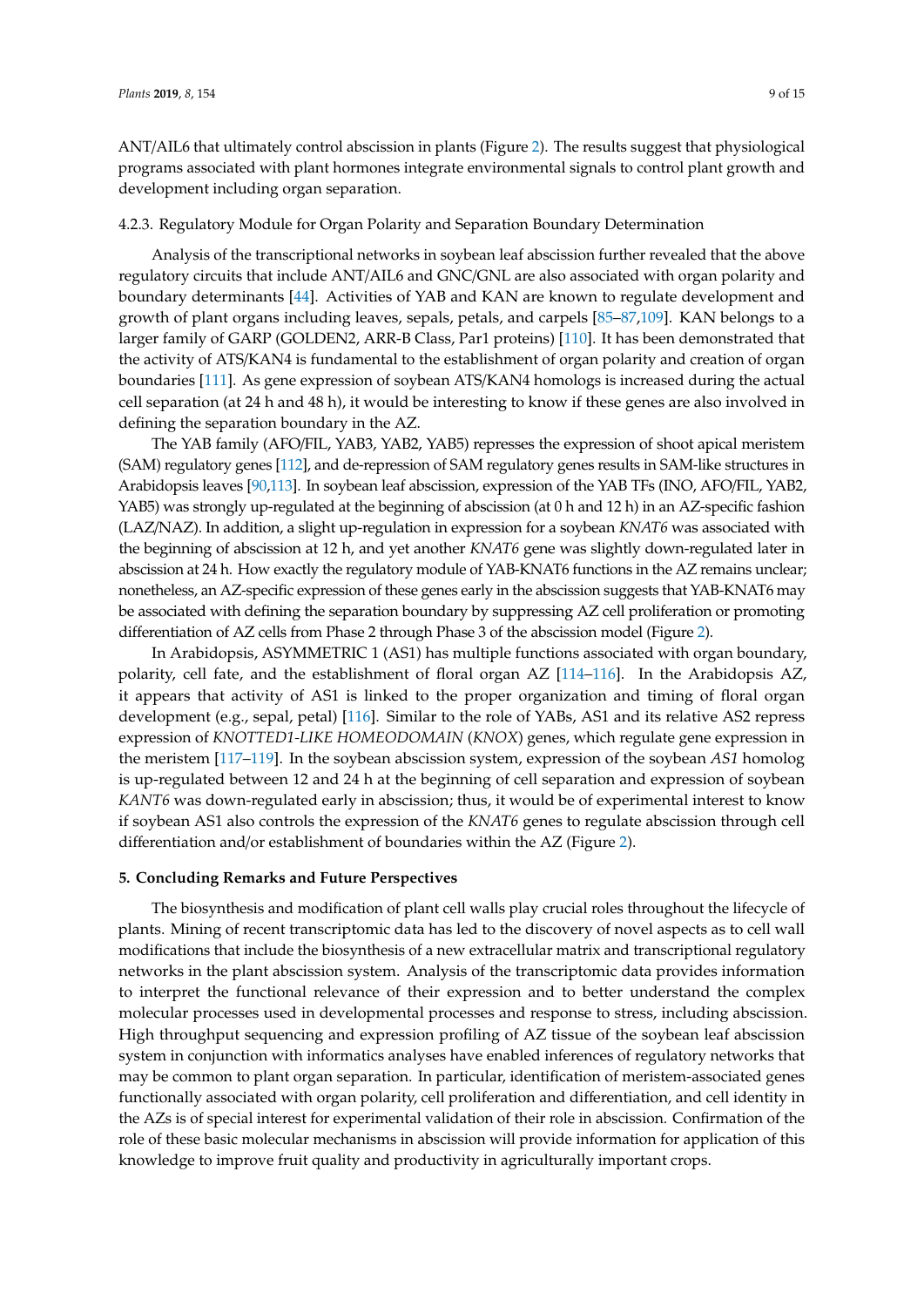ANT/AIL6 that ultimately control abscission in plants (Figure 2). The results suggest that physiological programs associated with plant hormones integrate environmental signals to control plant growth and development including organ separation.

#### 4.2.3. Regulatory Module for Organ Polarity and Separation Boundary Determination

Analysis of the transcriptional networks in soybean leaf abscission further revealed that the above regulatory circuits that include ANT/AIL6 and GNC/GNL are also associated with organ polarity and boundary determinants [44]. Activities of YAB and KAN are known to regulate development and growth of plant organs including leaves, sepals, petals, and carpels [85–87,109]. KAN belongs to a larger family of GARP (GOLDEN2, ARR-B Class, Par1 proteins) [110]. It has been demonstrated that the activity of ATS/KAN4 is fundamental to the establishment of organ polarity and creation of organ boundaries [111]. As gene expression of soybean ATS/KAN4 homologs is increased during the actual cell separation (at 24 h and 48 h), it would be interesting to know if these genes are also involved in defining the separation boundary in the AZ.

The YAB family (AFO/FIL, YAB3, YAB2, YAB5) represses the expression of shoot apical meristem (SAM) regulatory genes [112], and de-repression of SAM regulatory genes results in SAM-like structures in Arabidopsis leaves [90,113]. In soybean leaf abscission, expression of the YAB TFs (INO, AFO/FIL, YAB2, YAB5) was strongly up-regulated at the beginning of abscission (at 0 h and 12 h) in an AZ-specific fashion (LAZ/NAZ). In addition, a slight up-regulation in expression for a soybean *KNAT6* was associated with the beginning of abscission at 12 h, and yet another *KNAT6* gene was slightly down-regulated later in abscission at 24 h. How exactly the regulatory module of YAB-KNAT6 functions in the AZ remains unclear; nonetheless, an AZ-specific expression of these genes early in the abscission suggests that YAB-KNAT6 may be associated with defining the separation boundary by suppressing AZ cell proliferation or promoting differentiation of AZ cells from Phase 2 through Phase 3 of the abscission model (Figure 2).

In Arabidopsis, ASYMMETRIC 1 (AS1) has multiple functions associated with organ boundary, polarity, cell fate, and the establishment of floral organ AZ [114–116]. In the Arabidopsis AZ, it appears that activity of AS1 is linked to the proper organization and timing of floral organ development (e.g., sepal, petal) [116]. Similar to the role of YABs, AS1 and its relative AS2 repress expression of *KNOTTED1-LIKE HOMEODOMAIN* (*KNOX*) genes, which regulate gene expression in the meristem [117–119]. In the soybean abscission system, expression of the soybean *AS1* homolog is up-regulated between 12 and 24 h at the beginning of cell separation and expression of soybean *KANT6* was down-regulated early in abscission; thus, it would be of experimental interest to know if soybean AS1 also controls the expression of the *KNAT6* genes to regulate abscission through cell differentiation and/or establishment of boundaries within the AZ (Figure 2).

## 5. Concluding Remarks and Future Perspectives

The biosynthesis and modification of plant cell walls play crucial roles throughout the lifecycle of plants. Mining of recent transcriptomic data has led to the discovery of novel aspects as to cell wall modifications that include the biosynthesis of a new extracellular matrix and transcriptional regulatory networks in the plant abscission system. Analysis of the transcriptomic data provides information to interpret the functional relevance of their expression and to better understand the complex molecular processes used in developmental processes and response to stress, including abscission. High throughput sequencing and expression profiling of AZ tissue of the soybean leaf abscission system in conjunction with informatics analyses have enabled inferences of regulatory networks that may be common to plant organ separation. In particular, identification of meristem-associated genes functionally associated with organ polarity, cell proliferation and differentiation, and cell identity in the AZs is of special interest for experimental validation of their role in abscission. Confirmation of the role of these basic molecular mechanisms in abscission will provide information for application of this knowledge to improve fruit quality and productivity in agriculturally important crops.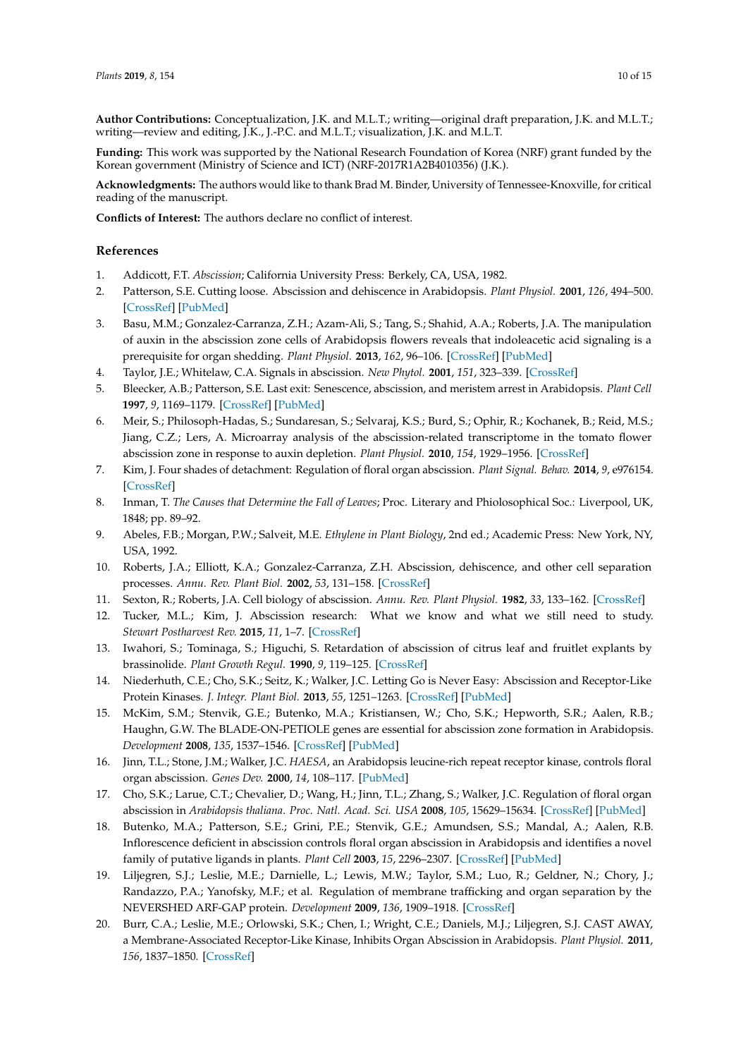**Author Contributions:** Conceptualization, J.K. and M.L.T.; writing—original draft preparation, J.K. and M.L.T.; writing—review and editing, J.K., J.-P.C. and M.L.T.; visualization, J.K. and M.L.T.

**Funding:** This work was supported by the National Research Foundation of Korea (NRF) grant funded by the Korean government (Ministry of Science and ICT) (NRF-2017R1A2B4010356) (J.K.).

**Acknowledgments:** The authors would like to thank Brad M. Binder, University of Tennessee-Knoxville, for critical reading of the manuscript.

**Conflicts of Interest:** The authors declare no conflict of interest.

## References

1. Addicott, F.T. *Abscission*; California University Press: Berkely, CA, USA, 1982.
2. Patterson, S.E. Cutting loose. Abscission and dehiscence in Arabidopsis. *Plant Physiol.* **2001**, *126*, 494–500. [CrossRef] [PubMed]
3. Basu, M.M.; Gonzalez-Carranza, Z.H.; Azam-Ali, S.; Tang, S.; Shahid, A.A.; Roberts, J.A. The manipulation of auxin in the abscission zone cells of Arabidopsis flowers reveals that indoleacetic acid signaling is a prerequisite for organ shedding. *Plant Physiol.* **2013**, *162*, 96–106. [CrossRef] [PubMed]
4. Taylor, J.E.; Whitelaw, C.A. Signals in abscission. *New Phytol.* **2001**, *151*, 323–339. [CrossRef]
5. Bleecker, A.B.; Patterson, S.E. Last exit: Senescence, abscission, and meristem arrest in Arabidopsis. *Plant Cell* **1997**, *9*, 1169–1179. [CrossRef] [PubMed]
6. Meir, S.; Philosoph-Hadas, S.; Sundaresan, S.; Selvaraj, K.S.; Burd, S.; Ophir, R.; Kochanek, B.; Reid, M.S.; Jiang, C.Z.; Lers, A. Microarray analysis of the abscission-related transcriptome in the tomato flower abscission zone in response to auxin depletion. *Plant Physiol.* **2010**, *154*, 1929–1956. [CrossRef]
7. Kim, J. Four shades of detachment: Regulation of floral organ abscission. *Plant Signal. Behav.* **2014**, *9*, e976154. [CrossRef]
8. Inman, T. *The Causes that Determine the Fall of Leaves*; Proc. Literary and Phiolosophical Soc.: Liverpool, UK, 1848; pp. 89–92.
9. Abeles, F.B.; Morgan, P.W.; Salveit, M.E. *Ethylene in Plant Biology*, 2nd ed.; Academic Press: New York, NY, USA, 1992.
10. Roberts, J.A.; Elliott, K.A.; Gonzalez-Carranza, Z.H. Abscission, dehiscence, and other cell separation processes. *Annu. Rev. Plant Biol.* **2002**, *53*, 131–158. [CrossRef]
11. Sexton, R.; Roberts, J.A. Cell biology of abscission. *Annu. Rev. Plant Physiol.* **1982**, *33*, 133–162. [CrossRef]
12. Tucker, M.L.; Kim, J. Abscission research: What we know and what we still need to study. *Stewart Postharvest Rev.* **2015**, *11*, 1–7. [CrossRef]
13. Iwahori, S.; Tominaga, S.; Higuchi, S. Retardation of abscission of citrus leaf and fruitlet explants by brassinolide. *Plant Growth Regul.* **1990**, *9*, 119–125. [CrossRef]
14. Niederhuth, C.E.; Cho, S.K.; Seitz, K.; Walker, J.C. Letting Go is Never Easy: Abscission and Receptor-Like Protein Kinases. *J. Integr. Plant Biol.* **2013**, *55*, 1251–1263. [CrossRef] [PubMed]
15. McKim, S.M.; Stenvik, G.E.; Butenko, M.A.; Kristiansen, W.; Cho, S.K.; Hepworth, S.R.; Aalen, R.B.; Haughn, G.W. The BLADE-ON-PETIOLE genes are essential for abscission zone formation in Arabidopsis. *Development* **2008**, *135*, 1537–1546. [CrossRef] [PubMed]
16. Jinn, T.L.; Stone, J.M.; Walker, J.C. *HAESA*, an Arabidopsis leucine-rich repeat receptor kinase, controls floral organ abscission. *Genes Dev.* **2000**, *14*, 108–117. [PubMed]
17. Cho, S.K.; Larue, C.T.; Chevalier, D.; Wang, H.; Jinn, T.L.; Zhang, S.; Walker, J.C. Regulation of floral organ abscission in *Arabidopsis thaliana*. *Proc. Natl. Acad. Sci. USA* **2008**, *105*, 15629–15634. [CrossRef] [PubMed]
18. Butenko, M.A.; Patterson, S.E.; Grini, P.E.; Stenvik, G.E.; Amundsen, S.S.; Mandal, A.; Aalen, R.B. Inflorescence deficient in abscission controls floral organ abscission in Arabidopsis and identifies a novel family of putative ligands in plants. *Plant Cell* **2003**, *15*, 2296–2307. [CrossRef] [PubMed]
19. Liljegren, S.J.; Leslie, M.E.; Darnielle, L.; Lewis, M.W.; Taylor, S.M.; Luo, R.; Geldner, N.; Chory, J.; Randazzo, P.A.; Yanofsky, M.F.; et al. Regulation of membrane trafficking and organ separation by the NEVERSHED ARF-GAP protein. *Development* **2009**, *136*, 1909–1918. [CrossRef]
20. Burr, C.A.; Leslie, M.E.; Orlowski, S.K.; Chen, I.; Wright, C.E.; Daniels, M.J.; Liljegren, S.J. CAST AWAY, a Membrane-Associated Receptor-Like Kinase, Inhibits Organ Abscission in Arabidopsis. *Plant Physiol.* **2011**, *156*, 1837–1850. [CrossRef]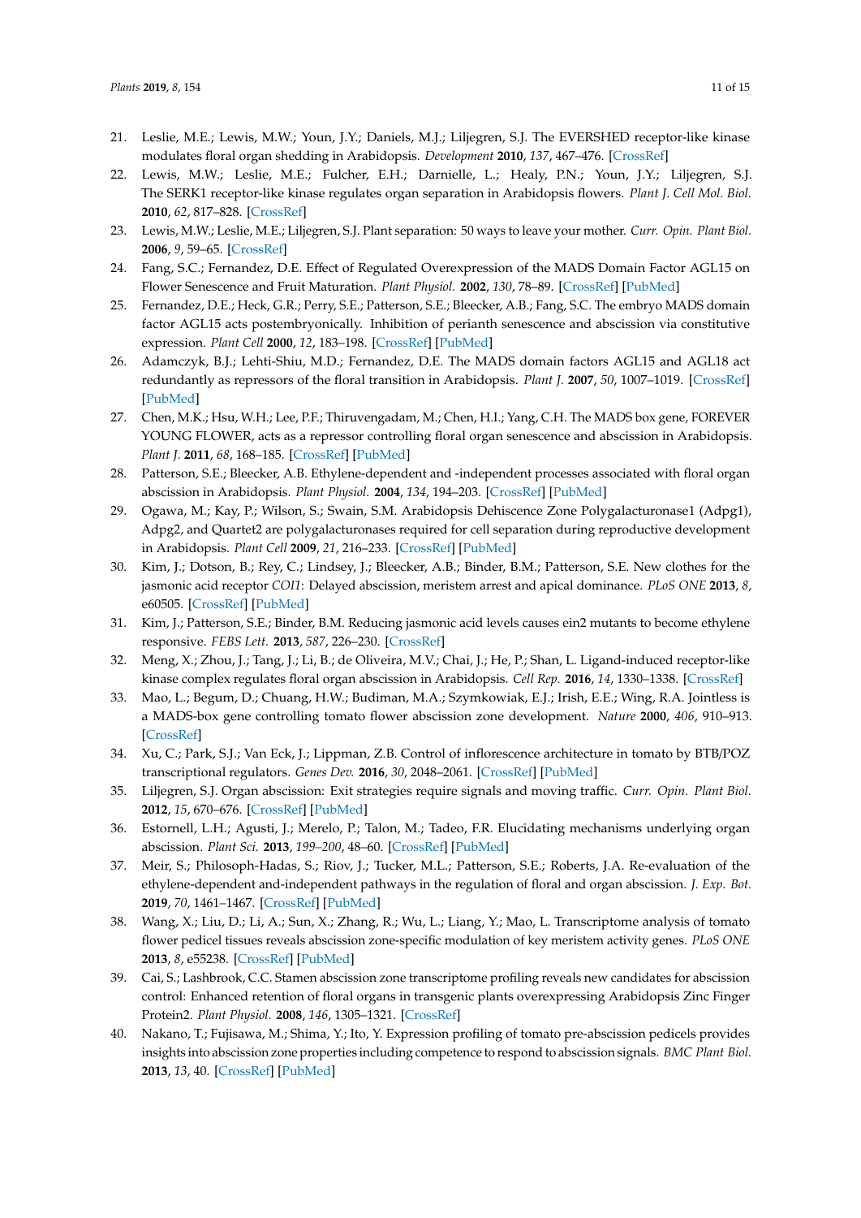21. Leslie, M.E.; Lewis, M.W.; Youn, J.Y.; Daniels, M.J.; Liljegren, S.J. The EVERSHED receptor-like kinase modulates floral organ shedding in Arabidopsis. *Development* **2010**, *137*, 467–476. [CrossRef]
22. Lewis, M.W.; Leslie, M.E.; Fulcher, E.H.; Darnielle, L.; Healy, P.N.; Youn, J.Y.; Liljegren, S.J. The SERK1 receptor-like kinase regulates organ separation in Arabidopsis flowers. *Plant J. Cell Mol. Biol.* **2010**, *62*, 817–828. [CrossRef]
23. Lewis, M.W.; Leslie, M.E.; Liljegren, S.J. Plant separation: 50 ways to leave your mother. *Curr. Opin. Plant Biol.* **2006**, *9*, 59–65. [CrossRef]
24. Fang, S.C.; Fernandez, D.E. Effect of Regulated Overexpression of the MADS Domain Factor AGL15 on Flower Senescence and Fruit Maturation. *Plant Physiol.* **2002**, *130*, 78–89. [CrossRef] [PubMed]
25. Fernandez, D.E.; Heck, G.R.; Perry, S.E.; Patterson, S.E.; Bleecker, A.B.; Fang, S.C. The embryo MADS domain factor AGL15 acts postembryonically. Inhibition of perianth senescence and abscission via constitutive expression. *Plant Cell* **2000**, *12*, 183–198. [CrossRef] [PubMed]
26. Adamczyk, B.J.; Lehti-Shiu, M.D.; Fernandez, D.E. The MADS domain factors AGL15 and AGL18 act redundantly as repressors of the floral transition in Arabidopsis. *Plant J.* **2007**, *50*, 1007–1019. [CrossRef] [PubMed]
27. Chen, M.K.; Hsu, W.H.; Lee, P.F.; Thiruvengadam, M.; Chen, H.I.; Yang, C.H. The MADS box gene, FOREVER YOUNG FLOWER, acts as a repressor controlling floral organ senescence and abscission in Arabidopsis. *Plant J.* **2011**, *68*, 168–185. [CrossRef] [PubMed]
28. Patterson, S.E.; Bleecker, A.B. Ethylene-dependent and -independent processes associated with floral organ abscission in Arabidopsis. *Plant Physiol.* **2004**, *134*, 194–203. [CrossRef] [PubMed]
29. Ogawa, M.; Kay, P.; Wilson, S.; Swain, S.M. Arabidopsis Dehiscence Zone Polygalacturonase1 (Adpg1), Adpg2, and Quartet2 are polygalacturonases required for cell separation during reproductive development in Arabidopsis. *Plant Cell* **2009**, *21*, 216–233. [CrossRef] [PubMed]
30. Kim, J.; Dotson, B.; Rey, C.; Lindsey, J.; Bleecker, A.B.; Binder, B.M.; Patterson, S.E. New clothes for the jasmonic acid receptor *COI1*: Delayed abscission, meristem arrest and apical dominance. *PLoS ONE* **2013**, *8*, e60505. [CrossRef] [PubMed]
31. Kim, J.; Patterson, S.E.; Binder, B.M. Reducing jasmonic acid levels causes ein2 mutants to become ethylene responsive. *FEBS Lett.* **2013**, *587*, 226–230. [CrossRef]
32. Meng, X.; Zhou, J.; Tang, J.; Li, B.; de Oliveira, M.V.; Chai, J.; He, P.; Shan, L. Ligand-induced receptor-like kinase complex regulates floral organ abscission in Arabidopsis. *Cell Rep.* **2016**, *14*, 1330–1338. [CrossRef]
33. Mao, L.; Begum, D.; Chuang, H.W.; Budiman, M.A.; Szymkowiak, E.J.; Irish, E.E.; Wing, R.A. Jointless is a MADS-box gene controlling tomato flower abscission zone development. *Nature* **2000**, *406*, 910–913. [CrossRef]
34. Xu, C.; Park, S.J.; Van Eck, J.; Lippman, Z.B. Control of inflorescence architecture in tomato by BTB/POZ transcriptional regulators. *Genes Dev.* **2016**, *30*, 2048–2061. [CrossRef] [PubMed]
35. Liljegren, S.J. Organ abscission: Exit strategies require signals and moving traffic. *Curr. Opin. Plant Biol.* **2012**, *15*, 670–676. [CrossRef] [PubMed]
36. Estornell, L.H.; Agusti, J.; Merelo, P.; Talon, M.; Tadeo, F.R. Elucidating mechanisms underlying organ abscission. *Plant Sci.* **2013**, *199–200*, 48–60. [CrossRef] [PubMed]
37. Meir, S.; Philosoph-Hadas, S.; Riov, J.; Tucker, M.L.; Patterson, S.E.; Roberts, J.A. Re-evaluation of the ethylene-dependent and-independent pathways in the regulation of floral and organ abscission. *J. Exp. Bot.* **2019**, *70*, 1461–1467. [CrossRef] [PubMed]
38. Wang, X.; Liu, D.; Li, A.; Sun, X.; Zhang, R.; Wu, L.; Liang, Y.; Mao, L. Transcriptome analysis of tomato flower pedicel tissues reveals abscission zone-specific modulation of key meristem activity genes. *PLoS ONE* **2013**, *8*, e55238. [CrossRef] [PubMed]
39. Cai, S.; Lashbrook, C.C. Stamen abscission zone transcriptome profiling reveals new candidates for abscission control: Enhanced retention of floral organs in transgenic plants overexpressing Arabidopsis Zinc Finger Protein2. *Plant Physiol.* **2008**, *146*, 1305–1321. [CrossRef]
40. Nakano, T.; Fujisawa, M.; Shima, Y.; Ito, Y. Expression profiling of tomato pre-abscission pedicels provides insights into abscission zone properties including competence to respond to abscission signals. *BMC Plant Biol.* **2013**, *13*, 40. [CrossRef] [PubMed]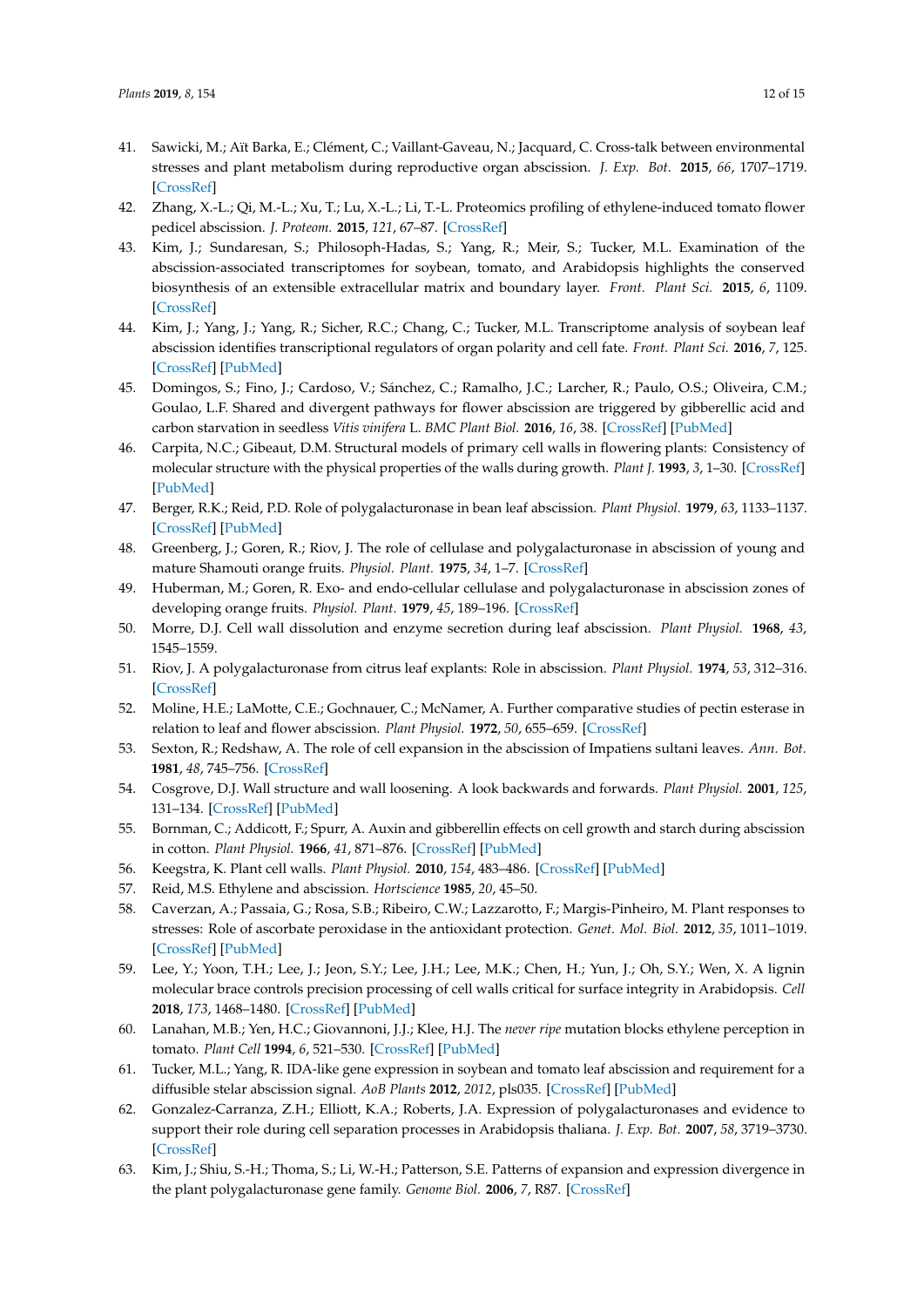41. Sawicki, M.; Aït Barka, E.; Clément, C.; Vaillant-Gaveau, N.; Jacquard, C. Cross-talk between environmental stresses and plant metabolism during reproductive organ abscission. *J. Exp. Bot.* **2015**, *66*, 1707–1719. [CrossRef]
42. Zhang, X.-L.; Qi, M.-L.; Xu, T.; Lu, X.-L.; Li, T.-L. Proteomics profiling of ethylene-induced tomato flower pedicel abscission. *J. Proteom.* **2015**, *121*, 67–87. [CrossRef]
43. Kim, J.; Sundaresan, S.; Philosoph-Hadas, S.; Yang, R.; Meir, S.; Tucker, M.L. Examination of the abscission-associated transcriptomes for soybean, tomato, and Arabidopsis highlights the conserved biosynthesis of an extensible extracellular matrix and boundary layer. *Front. Plant Sci.* **2015**, *6*, 1109. [CrossRef]
44. Kim, J.; Yang, J.; Yang, R.; Sicher, R.C.; Chang, C.; Tucker, M.L. Transcriptome analysis of soybean leaf abscission identifies transcriptional regulators of organ polarity and cell fate. *Front. Plant Sci.* **2016**, *7*, 125. [CrossRef] [PubMed]
45. Domingos, S.; Fino, J.; Cardoso, V.; Sánchez, C.; Ramalho, J.C.; Larcher, R.; Paulo, O.S.; Oliveira, C.M.; Goulao, L.F. Shared and divergent pathways for flower abscission are triggered by gibberellic acid and carbon starvation in seedless *Vitis vinifera* L. *BMC Plant Biol.* **2016**, *16*, 38. [CrossRef] [PubMed]
46. Carpita, N.C.; Gibeaut, D.M. Structural models of primary cell walls in flowering plants: Consistency of molecular structure with the physical properties of the walls during growth. *Plant J.* **1993**, *3*, 1–30. [CrossRef] [PubMed]
47. Berger, R.K.; Reid, P.D. Role of polygalacturonase in bean leaf abscission. *Plant Physiol.* **1979**, *63*, 1133–1137. [CrossRef] [PubMed]
48. Greenberg, J.; Goren, R.; Riov, J. The role of cellulase and polygalacturonase in abscission of young and mature Shamouti orange fruits. *Physiol. Plant.* **1975**, *34*, 1–7. [CrossRef]
49. Huberman, M.; Goren, R. Exo- and endo-cellular cellulase and polygalacturonase in abscission zones of developing orange fruits. *Physiol. Plant.* **1979**, *45*, 189–196. [CrossRef]
50. Morre, D.J. Cell wall dissolution and enzyme secretion during leaf abscission. *Plant Physiol.* **1968**, *43*, 1545–1559.
51. Riov, J. A polygalacturonase from citrus leaf explants: Role in abscission. *Plant Physiol.* **1974**, *53*, 312–316. [CrossRef]
52. Moline, H.E.; LaMotte, C.E.; Gochnauer, C.; McNamer, A. Further comparative studies of pectin esterase in relation to leaf and flower abscission. *Plant Physiol.* **1972**, *50*, 655–659. [CrossRef]
53. Sexton, R.; Redshaw, A. The role of cell expansion in the abscission of Impatiens sultani leaves. *Ann. Bot.* **1981**, *48*, 745–756. [CrossRef]
54. Cosgrove, D.J. Wall structure and wall loosening. A look backwards and forwards. *Plant Physiol.* **2001**, *125*, 131–134. [CrossRef] [PubMed]
55. Bornman, C.; Addicott, F.; Spurr, A. Auxin and gibberellin effects on cell growth and starch during abscission in cotton. *Plant Physiol.* **1966**, *41*, 871–876. [CrossRef] [PubMed]
56. Keegstra, K. Plant cell walls. *Plant Physiol.* **2010**, *154*, 483–486. [CrossRef] [PubMed]
57. Reid, M.S. Ethylene and abscission. *Hortscience* **1985**, *20*, 45–50.
58. Caverzan, A.; Passaia, G.; Rosa, S.B.; Ribeiro, C.W.; Lazzarotto, F.; Margis-Pinheiro, M. Plant responses to stresses: Role of ascorbate peroxidase in the antioxidant protection. *Genet. Mol. Biol.* **2012**, *35*, 1011–1019. [CrossRef] [PubMed]
59. Lee, Y.; Yoon, T.H.; Lee, J.; Jeon, S.Y.; Lee, J.H.; Lee, M.K.; Chen, H.; Yun, J.; Oh, S.Y.; Wen, X. A lignin molecular brace controls precision processing of cell walls critical for surface integrity in Arabidopsis. *Cell* **2018**, *173*, 1468–1480. [CrossRef] [PubMed]
60. Lanahan, M.B.; Yen, H.C.; Giovannoni, J.J.; Klee, H.J. The *never ripe* mutation blocks ethylene perception in tomato. *Plant Cell* **1994**, *6*, 521–530. [CrossRef] [PubMed]
61. Tucker, M.L.; Yang, R. IDA-like gene expression in soybean and tomato leaf abscission and requirement for a diffusible stelar abscission signal. *AoB Plants* **2012**, *2012*, pls035. [CrossRef] [PubMed]
62. Gonzalez-Carranza, Z.H.; Elliott, K.A.; Roberts, J.A. Expression of polygalacturonases and evidence to support their role during cell separation processes in Arabidopsis thaliana. *J. Exp. Bot.* **2007**, *58*, 3719–3730. [CrossRef]
63. Kim, J.; Shiu, S.-H.; Thoma, S.; Li, W.-H.; Patterson, S.E. Patterns of expansion and expression divergence in the plant polygalacturonase gene family. *Genome Biol.* **2006**, *7*, R87. [CrossRef]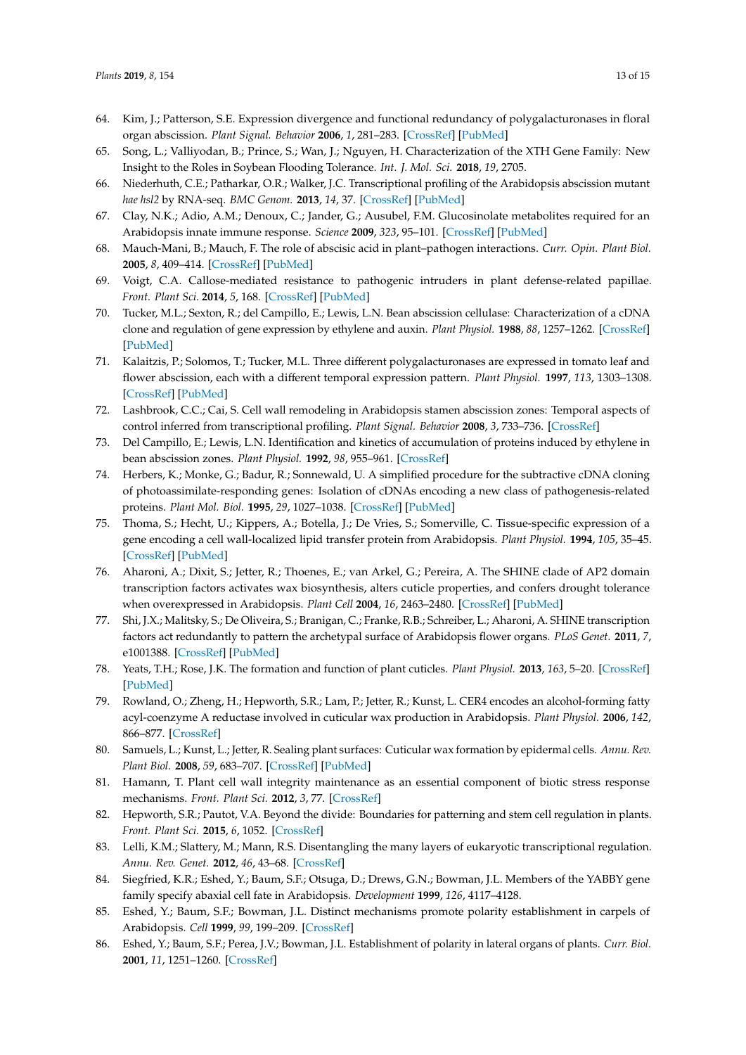64. Kim, J.; Patterson, S.E. Expression divergence and functional redundancy of polygalacturonases in floral organ abscission. *Plant Signal. Behavior* **2006**, *1*, 281–283. [CrossRef] [PubMed]
65. Song, L.; Valliyodan, B.; Prince, S.; Wan, J.; Nguyen, H. Characterization of the XTH Gene Family: New Insight to the Roles in Soybean Flooding Tolerance. *Int. J. Mol. Sci.* **2018**, *19*, 2705.
66. Niederhuth, C.E.; Patharkar, O.R.; Walker, J.C. Transcriptional profiling of the Arabidopsis abscission mutant *hae hsl2* by RNA-seq. *BMC Genom.* **2013**, *14*, 37. [CrossRef] [PubMed]
67. Clay, N.K.; Adio, A.M.; Denoux, C.; Jander, G.; Ausubel, F.M. Glucosinolate metabolites required for an Arabidopsis innate immune response. *Science* **2009**, *323*, 95–101. [CrossRef] [PubMed]
68. Mauch-Mani, B.; Mauch, F. The role of abscisic acid in plant–pathogen interactions. *Curr. Opin. Plant Biol.* **2005**, *8*, 409–414. [CrossRef] [PubMed]
69. Voigt, C.A. Callose-mediated resistance to pathogenic intruders in plant defense-related papillae. *Front. Plant Sci.* **2014**, *5*, 168. [CrossRef] [PubMed]
70. Tucker, M.L.; Sexton, R.; del Campillo, E.; Lewis, L.N. Bean abscission cellulase: Characterization of a cDNA clone and regulation of gene expression by ethylene and auxin. *Plant Physiol.* **1988**, *88*, 1257–1262. [CrossRef] [PubMed]
71. Kalaitzis, P.; Solomos, T.; Tucker, M.L. Three different polygalacturonases are expressed in tomato leaf and flower abscission, each with a different temporal expression pattern. *Plant Physiol.* **1997**, *113*, 1303–1308. [CrossRef] [PubMed]
72. Lashbrook, C.C.; Cai, S. Cell wall remodeling in Arabidopsis stamen abscission zones: Temporal aspects of control inferred from transcriptional profiling. *Plant Signal. Behavior* **2008**, *3*, 733–736. [CrossRef]
73. Del Campillo, E.; Lewis, L.N. Identification and kinetics of accumulation of proteins induced by ethylene in bean abscission zones. *Plant Physiol.* **1992**, *98*, 955–961. [CrossRef]
74. Herbers, K.; Monke, G.; Badur, R.; Sonnewald, U. A simplified procedure for the subtractive cDNA cloning of photoassimilate-responding genes: Isolation of cDNAs encoding a new class of pathogenesis-related proteins. *Plant Mol. Biol.* **1995**, *29*, 1027–1038. [CrossRef] [PubMed]
75. Thoma, S.; Hecht, U.; Kippers, A.; Botella, J.; De Vries, S.; Somerville, C. Tissue-specific expression of a gene encoding a cell wall-localized lipid transfer protein from Arabidopsis. *Plant Physiol.* **1994**, *105*, 35–45. [CrossRef] [PubMed]
76. Aharoni, A.; Dixit, S.; Jetter, R.; Thoenes, E.; van Arkel, G.; Pereira, A. The SHINE clade of AP2 domain transcription factors activates wax biosynthesis, alters cuticle properties, and confers drought tolerance when overexpressed in Arabidopsis. *Plant Cell* **2004**, *16*, 2463–2480. [CrossRef] [PubMed]
77. Shi, J.X.; Malitsky, S.; De Oliveira, S.; Branigan, C.; Franke, R.B.; Schreiber, L.; Aharoni, A. SHINE transcription factors act redundantly to pattern the archetypal surface of Arabidopsis flower organs. *PLoS Genet.* **2011**, *7*, e1001388. [CrossRef] [PubMed]
78. Yeats, T.H.; Rose, J.K. The formation and function of plant cuticles. *Plant Physiol.* **2013**, *163*, 5–20. [CrossRef] [PubMed]
79. Rowland, O.; Zheng, H.; Hepworth, S.R.; Lam, P.; Jetter, R.; Kunst, L. CER4 encodes an alcohol-forming fatty acyl-coenzyme A reductase involved in cuticular wax production in Arabidopsis. *Plant Physiol.* **2006**, *142*, 866–877. [CrossRef]
80. Samuels, L.; Kunst, L.; Jetter, R. Sealing plant surfaces: Cuticular wax formation by epidermal cells. *Annu. Rev. Plant Biol.* **2008**, *59*, 683–707. [CrossRef] [PubMed]
81. Hamann, T. Plant cell wall integrity maintenance as an essential component of biotic stress response mechanisms. *Front. Plant Sci.* **2012**, *3*, 77. [CrossRef]
82. Hepworth, S.R.; Pautot, V.A. Beyond the divide: Boundaries for patterning and stem cell regulation in plants. *Front. Plant Sci.* **2015**, *6*, 1052. [CrossRef]
83. Lelli, K.M.; Slattery, M.; Mann, R.S. Disentangling the many layers of eukaryotic transcriptional regulation. *Annu. Rev. Genet.* **2012**, *46*, 43–68. [CrossRef]
84. Siegfried, K.R.; Eshed, Y.; Baum, S.F.; Otsuga, D.; Drews, G.N.; Bowman, J.L. Members of the YABBY gene family specify abaxial cell fate in Arabidopsis. *Development* **1999**, *126*, 4117–4128.
85. Eshed, Y.; Baum, S.F.; Bowman, J.L. Distinct mechanisms promote polarity establishment in carpels of Arabidopsis. *Cell* **1999**, *99*, 199–209. [CrossRef]
86. Eshed, Y.; Baum, S.F.; Perea, J.V.; Bowman, J.L. Establishment of polarity in lateral organs of plants. *Curr. Biol.* **2001**, *11*, 1251–1260. [CrossRef]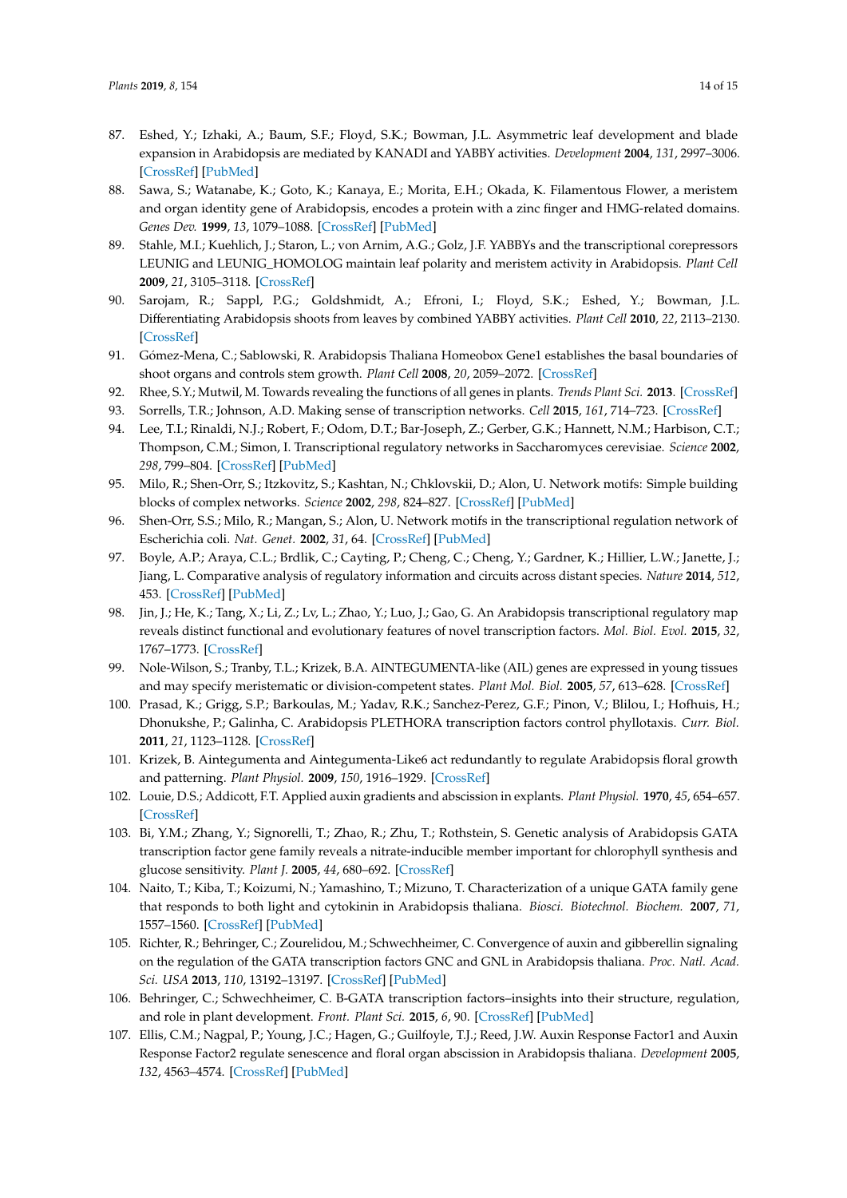87. Eshed, Y.; Izhaki, A.; Baum, S.F.; Floyd, S.K.; Bowman, J.L. Asymmetric leaf development and blade expansion in Arabidopsis are mediated by KANADI and YABBY activities. *Development* **2004**, *131*, 2997–3006. [CrossRef] [PubMed]
88. Sawa, S.; Watanabe, K.; Goto, K.; Kanaya, E.; Morita, E.H.; Okada, K. Filamentous Flower, a meristem and organ identity gene of Arabidopsis, encodes a protein with a zinc finger and HMG-related domains. *Genes Dev.* **1999**, *13*, 1079–1088. [CrossRef] [PubMed]
89. Stahle, M.I.; Kuehlich, J.; Staron, L.; von Arnim, A.G.; Golz, J.F. YABBYs and the transcriptional corepressors LEUNIG and LEUNIG_HOMOLOG maintain leaf polarity and meristem activity in Arabidopsis. *Plant Cell* **2009**, *21*, 3105–3118. [CrossRef]
90. Sarojam, R.; Sappl, P.G.; Goldshmidt, A.; Efroni, I.; Floyd, S.K.; Eshed, Y.; Bowman, J.L. Differentiating Arabidopsis shoots from leaves by combined YABBY activities. *Plant Cell* **2010**, *22*, 2113–2130. [CrossRef]
91. Gómez-Mena, C.; Sablowski, R. Arabidopsis Thaliana Homeobox Gene1 establishes the basal boundaries of shoot organs and controls stem growth. *Plant Cell* **2008**, *20*, 2059–2072. [CrossRef]
92. Rhee, S.Y.; Mutwil, M. Towards revealing the functions of all genes in plants. *Trends Plant Sci.* **2013**. [CrossRef]
93. Sorrells, T.R.; Johnson, A.D. Making sense of transcription networks. *Cell* **2015**, *161*, 714–723. [CrossRef]
94. Lee, T.I.; Rinaldi, N.J.; Robert, F.; Odom, D.T.; Bar-Joseph, Z.; Gerber, G.K.; Hannett, N.M.; Harbison, C.T.; Thompson, C.M.; Simon, I. Transcriptional regulatory networks in Saccharomyces cerevisiae. *Science* **2002**, *298*, 799–804. [CrossRef] [PubMed]
95. Milo, R.; Shen-Orr, S.; Itzkovitz, S.; Kashtan, N.; Chklovskii, D.; Alon, U. Network motifs: Simple building blocks of complex networks. *Science* **2002**, *298*, 824–827. [CrossRef] [PubMed]
96. Shen-Orr, S.S.; Milo, R.; Mangan, S.; Alon, U. Network motifs in the transcriptional regulation network of Escherichia coli. *Nat. Genet.* **2002**, *31*, 64. [CrossRef] [PubMed]
97. Boyle, A.P.; Araya, C.L.; Brdlik, C.; Cayting, P.; Cheng, C.; Cheng, Y.; Gardner, K.; Hillier, L.W.; Janette, J.; Jiang, L. Comparative analysis of regulatory information and circuits across distant species. *Nature* **2014**, *512*, 453. [CrossRef] [PubMed]
98. Jin, J.; He, K.; Tang, X.; Li, Z.; Lv, L.; Zhao, Y.; Luo, J.; Gao, G. An Arabidopsis transcriptional regulatory map reveals distinct functional and evolutionary features of novel transcription factors. *Mol. Biol. Evol.* **2015**, *32*, 1767–1773. [CrossRef]
99. Nole-Wilson, S.; Tranby, T.L.; Krizek, B.A. AINTEGUMENTA-like (AIL) genes are expressed in young tissues and may specify meristematic or division-competent states. *Plant Mol. Biol.* **2005**, *57*, 613–628. [CrossRef]
100. Prasad, K.; Grigg, S.P.; Barkoulas, M.; Yadav, R.K.; Sanchez-Perez, G.F.; Pinon, V.; Blilou, I.; Hofhuis, H.; Dhonukshe, P.; Galinha, C. Arabidopsis PLETHORA transcription factors control phyllotaxis. *Curr. Biol.* **2011**, *21*, 1123–1128. [CrossRef]
101. Krizek, B. Aintegumenta and Aintegumenta-Like6 act redundantly to regulate Arabidopsis floral growth and patterning. *Plant Physiol.* **2009**, *150*, 1916–1929. [CrossRef]
102. Louie, D.S.; Addicott, F.T. Applied auxin gradients and abscission in explants. *Plant Physiol.* **1970**, *45*, 654–657. [CrossRef]
103. Bi, Y.M.; Zhang, Y.; Signorelli, T.; Zhao, R.; Zhu, T.; Rothstein, S. Genetic analysis of Arabidopsis GATA transcription factor gene family reveals a nitrate-inducible member important for chlorophyll synthesis and glucose sensitivity. *Plant J.* **2005**, *44*, 680–692. [CrossRef]
104. Naito, T.; Kiba, T.; Koizumi, N.; Yamashino, T.; Mizuno, T. Characterization of a unique GATA family gene that responds to both light and cytokinin in Arabidopsis thaliana. *Biosci. Biotechnol. Biochem.* **2007**, *71*, 1557–1560. [CrossRef] [PubMed]
105. Richter, R.; Behringer, C.; Zourelidou, M.; Schwechheimer, C. Convergence of auxin and gibberellin signaling on the regulation of the GATA transcription factors GNC and GNL in Arabidopsis thaliana. *Proc. Natl. Acad. Sci. USA* **2013**, *110*, 13192–13197. [CrossRef] [PubMed]
106. Behringer, C.; Schwechheimer, C. B-GATA transcription factors–insights into their structure, regulation, and role in plant development. *Front. Plant Sci.* **2015**, *6*, 90. [CrossRef] [PubMed]
107. Ellis, C.M.; Nagpal, P.; Young, J.C.; Hagen, G.; Guilfoyle, T.J.; Reed, J.W. Auxin Response Factor1 and Auxin Response Factor2 regulate senescence and floral organ abscission in Arabidopsis thaliana. *Development* **2005**, *132*, 4563–4574. [CrossRef] [PubMed]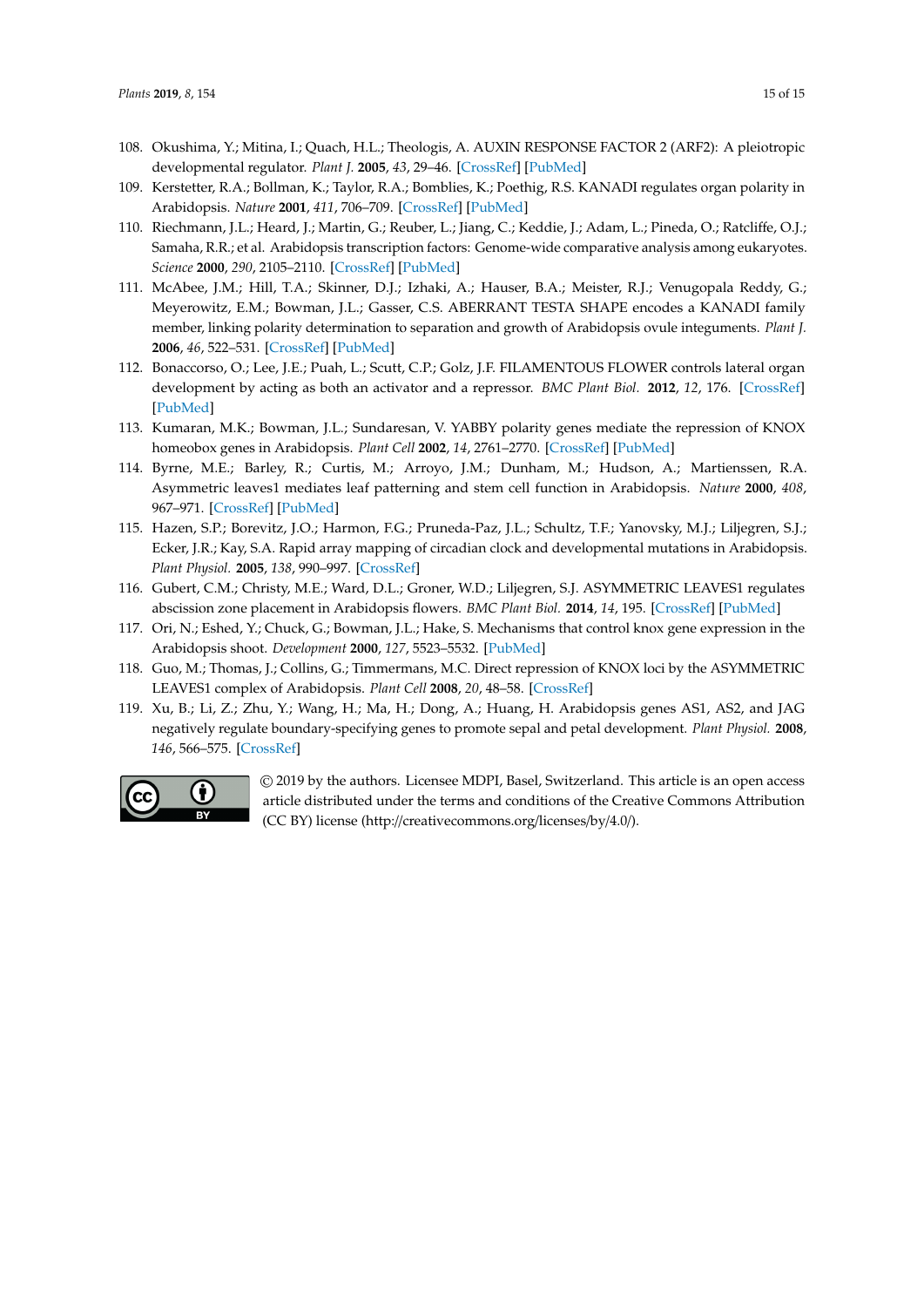108. Okushima, Y.; Mitina, I.; Quach, H.L.; Theologis, A. AUXIN RESPONSE FACTOR 2 (ARF2): A pleiotropic developmental regulator. *Plant J.* **2005**, *43*, 29–46. [CrossRef] [PubMed]
109. Kerstetter, R.A.; Bollman, K.; Taylor, R.A.; Bomblies, K.; Poethig, R.S. KANADI regulates organ polarity in Arabidopsis. *Nature* **2001**, *411*, 706–709. [CrossRef] [PubMed]
110. Riechmann, J.L.; Heard, J.; Martin, G.; Reuber, L.; Jiang, C.; Keddie, J.; Adam, L.; Pineda, O.; Ratcliffe, O.J.; Samaha, R.R.; et al. Arabidopsis transcription factors: Genome-wide comparative analysis among eukaryotes. *Science* **2000**, *290*, 2105–2110. [CrossRef] [PubMed]
111. McAbee, J.M.; Hill, T.A.; Skinner, D.J.; Izhaki, A.; Hauser, B.A.; Meister, R.J.; Venugopala Reddy, G.; Meyerowitz, E.M.; Bowman, J.L.; Gasser, C.S. ABERRANT TESTA SHAPE encodes a KANADI family member, linking polarity determination to separation and growth of Arabidopsis ovule integuments. *Plant J.* **2006**, *46*, 522–531. [CrossRef] [PubMed]
112. Bonaccorso, O.; Lee, J.E.; Puah, L.; Scutt, C.P.; Golz, J.F. FILAMENTOUS FLOWER controls lateral organ development by acting as both an activator and a repressor. *BMC Plant Biol.* **2012**, *12*, 176. [CrossRef] [PubMed]
113. Kumaran, M.K.; Bowman, J.L.; Sundaresan, V. YABBY polarity genes mediate the repression of KNOX homeobox genes in Arabidopsis. *Plant Cell* **2002**, *14*, 2761–2770. [CrossRef] [PubMed]
114. Byrne, M.E.; Barley, R.; Curtis, M.; Arroyo, J.M.; Dunham, M.; Hudson, A.; Martienssen, R.A. Asymmetric leaves1 mediates leaf patterning and stem cell function in Arabidopsis. *Nature* **2000**, *408*, 967–971. [CrossRef] [PubMed]
115. Hazen, S.P.; Borevitz, J.O.; Harmon, F.G.; Pruneda-Paz, J.L.; Schultz, T.F.; Yanovsky, M.J.; Liljegren, S.J.; Ecker, J.R.; Kay, S.A. Rapid array mapping of circadian clock and developmental mutations in Arabidopsis. *Plant Physiol.* **2005**, *138*, 990–997. [CrossRef]
116. Gubert, C.M.; Christy, M.E.; Ward, D.L.; Groner, W.D.; Liljegren, S.J. ASYMMETRIC LEAVES1 regulates abscission zone placement in Arabidopsis flowers. *BMC Plant Biol.* **2014**, *14*, 195. [CrossRef] [PubMed]
117. Ori, N.; Eshed, Y.; Chuck, G.; Bowman, J.L.; Hake, S. Mechanisms that control knox gene expression in the Arabidopsis shoot. *Development* **2000**, *127*, 5523–5532. [PubMed]
118. Guo, M.; Thomas, J.; Collins, G.; Timmermans, M.C. Direct repression of KNOX loci by the ASYMMETRIC LEAVES1 complex of Arabidopsis. *Plant Cell* **2008**, *20*, 48–58. [CrossRef]
119. Xu, B.; Li, Z.; Zhu, Y.; Wang, H.; Ma, H.; Dong, A.; Huang, H. Arabidopsis genes AS1, AS2, and JAG negatively regulate boundary-specifying genes to promote sepal and petal development. *Plant Physiol.* **2008**, *146*, 566–575. [CrossRef]

© 2019 by the authors. Licensee MDPI, Basel, Switzerland. This article is an open access article distributed under the terms and conditions of the Creative Commons Attribution (CC BY) license (http://creativecommons.org/licenses/by/4.0/).